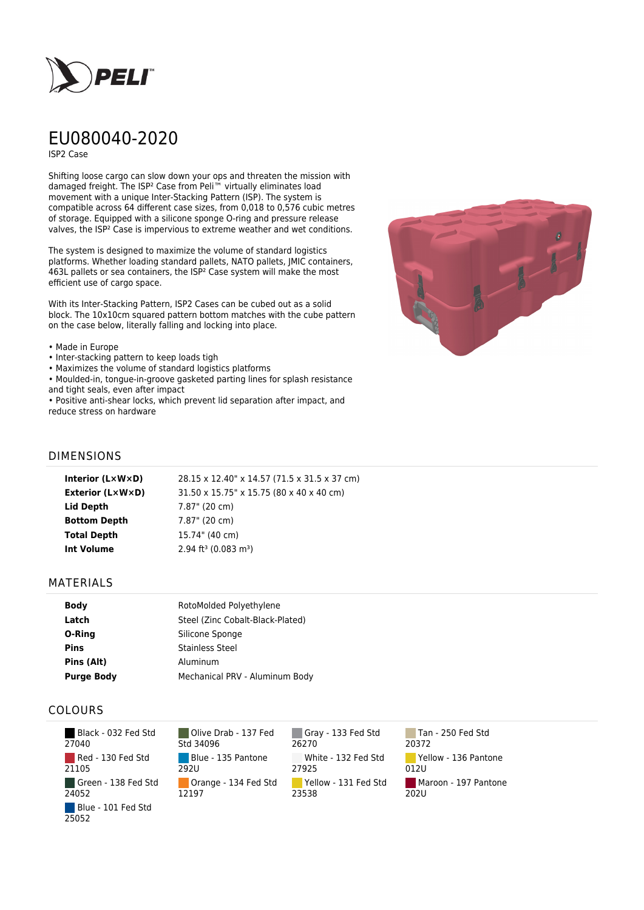# EU080040-2020

ISP2 Case

Shifting loose cargo can slow down your ops and threaten the mission with damaged freight. The ISP² Case from Peli™ virtually eliminates load movement with a unique Inter-Stacking Pattern (ISP). The system is compatible across 64 different case sizes, from 0,018 to 0,576 cubic metres of storage. Equipped with a silicone sponge O-ring and pressure release valves, the ISP² Case is impervious to extreme weather and wet conditions.

The system is designed to maximize the volume of standard logistics platforms. Whether loading standard pallets, NATO pallets, JMIC containers, 463L pallets or sea containers, the ISP² Case system will make the most efficient use of cargo space.

With its Inter-Stacking Pattern, ISP2 Cases can be cubed out as a solid block. The 10x10cm squared pattern bottom matches with the cube pattern on the case below, literally falling and locking into place.

- Made in Europe
- Inter-stacking pattern to keep loads tigh
- Maximizes the volume of standard logistics platforms
- Moulded-in, tongue-in-groove gasketed parting lines for splash resistance and tight seals, even after impact
- Positive anti-shear locks, which prevent lid separation after impact, and reduce stress on hardware

## DIMENSIONS

| | |
|---|---|
| **Interior (L×W×D)** | 28.15 x 12.40" x 14.57 (71.5 x 31.5 x 37 cm) |
| **Exterior (L×W×D)** | 31.50 x 15.75" x 15.75 (80 x 40 x 40 cm) |
| **Lid Depth** | 7.87" (20 cm) |
| **Bottom Depth** | 7.87" (20 cm) |
| **Total Depth** | 15.74" (40 cm) |
| **Int Volume** | 2.94 ft³ (0.083 m³) |

## MATERIALS

| | |
|---|---|
| **Body** | RotoMolded Polyethylene |
| **Latch** | Steel (Zinc Cobalt-Black-Plated) |
| **O-Ring** | Silicone Sponge |
| **Pins** | Stainless Steel |
| **Pins (Alt)** | Aluminum |
| **Purge Body** | Mechanical PRV - Aluminum Body |

## COLOURS

- Black - 032 Fed Std 27040
- Olive Drab - 137 Fed Std 34096
- Gray - 133 Fed Std 26270
- Tan - 250 Fed Std 20372
- Red - 130 Fed Std 21105
- Blue - 135 Pantone 292U
- White - 132 Fed Std 27925
- Yellow - 136 Pantone 012U
- Green - 138 Fed Std 24052
- Orange - 134 Fed Std 12197
- Yellow - 131 Fed Std 23538
- Maroon - 197 Pantone 202U
- Blue - 101 Fed Std 25052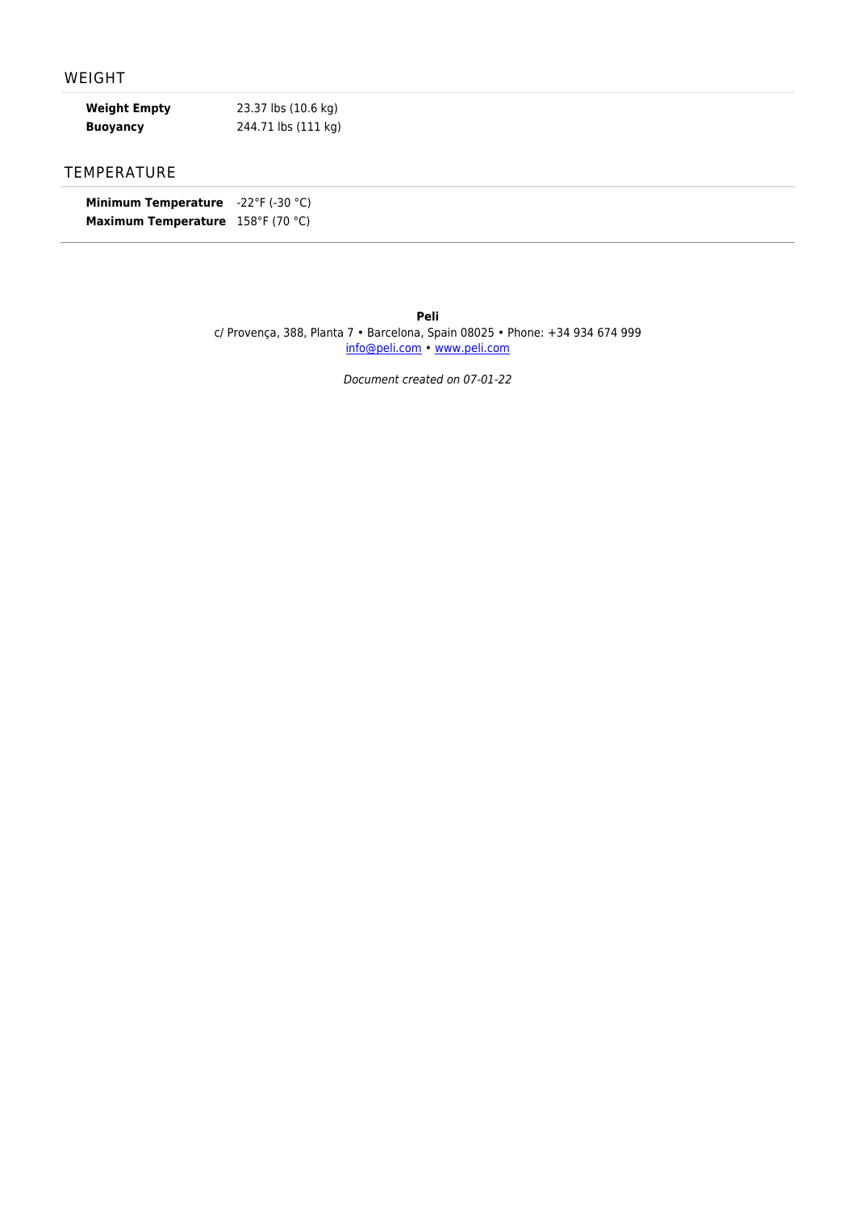## WEIGHT

| | |
|---|---|
| **Weight Empty** | 23.37 lbs (10.6 kg) |
| **Buoyancy** | 244.71 lbs (111 kg) |

## TEMPERATURE

| | |
|---|---|
| **Minimum Temperature** | -22°F (-30 °C) |
| **Maximum Temperature** | 158°F (70 °C) |

**Peli**
c/ Provença, 388, Planta 7 • Barcelona, Spain 08025 • Phone: +34 934 674 999
info@peli.com • www.peli.com

*Document created on 07-01-22*